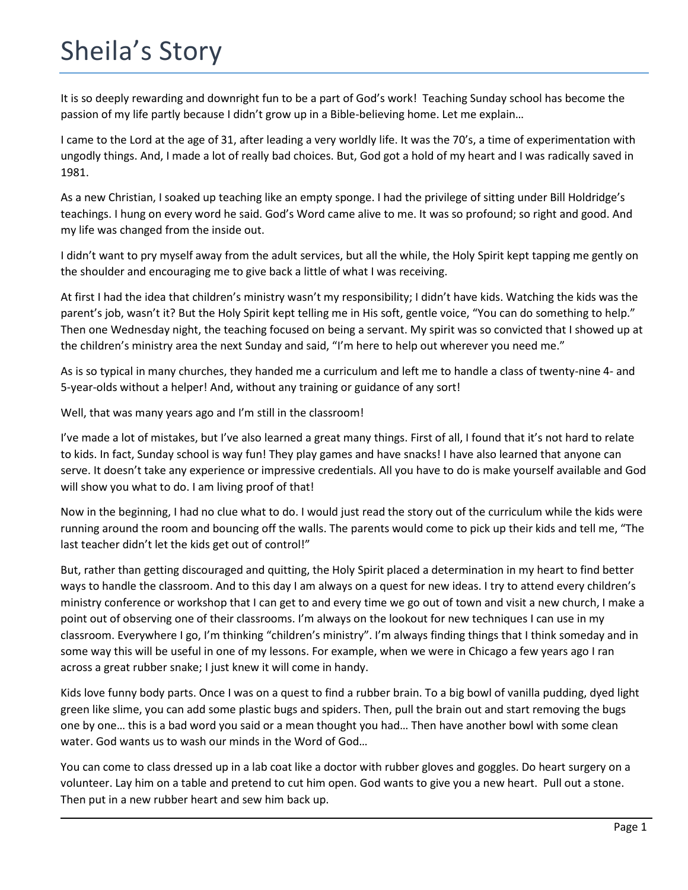# Sheila's Story

It is so deeply rewarding and downright fun to be a part of God's work! Teaching Sunday school has become the passion of my life partly because I didn't grow up in a Bible-believing home. Let me explain…

I came to the Lord at the age of 31, after leading a very worldly life. It was the 70's, a time of experimentation with ungodly things. And, I made a lot of really bad choices. But, God got a hold of my heart and I was radically saved in 1981.

As a new Christian, I soaked up teaching like an empty sponge. I had the privilege of sitting under Bill Holdridge's teachings. I hung on every word he said. God's Word came alive to me. It was so profound; so right and good. And my life was changed from the inside out.

I didn't want to pry myself away from the adult services, but all the while, the Holy Spirit kept tapping me gently on the shoulder and encouraging me to give back a little of what I was receiving.

At first I had the idea that children's ministry wasn't my responsibility; I didn't have kids. Watching the kids was the parent's job, wasn't it? But the Holy Spirit kept telling me in His soft, gentle voice, "You can do something to help." Then one Wednesday night, the teaching focused on being a servant. My spirit was so convicted that I showed up at the children's ministry area the next Sunday and said, "I'm here to help out wherever you need me."

As is so typical in many churches, they handed me a curriculum and left me to handle a class of twenty-nine 4- and 5-year-olds without a helper! And, without any training or guidance of any sort!

Well, that was many years ago and I'm still in the classroom!

I've made a lot of mistakes, but I've also learned a great many things. First of all, I found that it's not hard to relate to kids. In fact, Sunday school is way fun! They play games and have snacks! I have also learned that anyone can serve. It doesn't take any experience or impressive credentials. All you have to do is make yourself available and God will show you what to do. I am living proof of that!

Now in the beginning, I had no clue what to do. I would just read the story out of the curriculum while the kids were running around the room and bouncing off the walls. The parents would come to pick up their kids and tell me, "The last teacher didn't let the kids get out of control!"

But, rather than getting discouraged and quitting, the Holy Spirit placed a determination in my heart to find better ways to handle the classroom. And to this day I am always on a quest for new ideas. I try to attend every children's ministry conference or workshop that I can get to and every time we go out of town and visit a new church, I make a point out of observing one of their classrooms. I'm always on the lookout for new techniques I can use in my classroom. Everywhere I go, I'm thinking "children's ministry". I'm always finding things that I think someday and in some way this will be useful in one of my lessons. For example, when we were in Chicago a few years ago I ran across a great rubber snake; I just knew it will come in handy.

Kids love funny body parts. Once I was on a quest to find a rubber brain. To a big bowl of vanilla pudding, dyed light green like slime, you can add some plastic bugs and spiders. Then, pull the brain out and start removing the bugs one by one… this is a bad word you said or a mean thought you had… Then have another bowl with some clean water. God wants us to wash our minds in the Word of God…

You can come to class dressed up in a lab coat like a doctor with rubber gloves and goggles. Do heart surgery on a volunteer. Lay him on a table and pretend to cut him open. God wants to give you a new heart. Pull out a stone. Then put in a new rubber heart and sew him back up.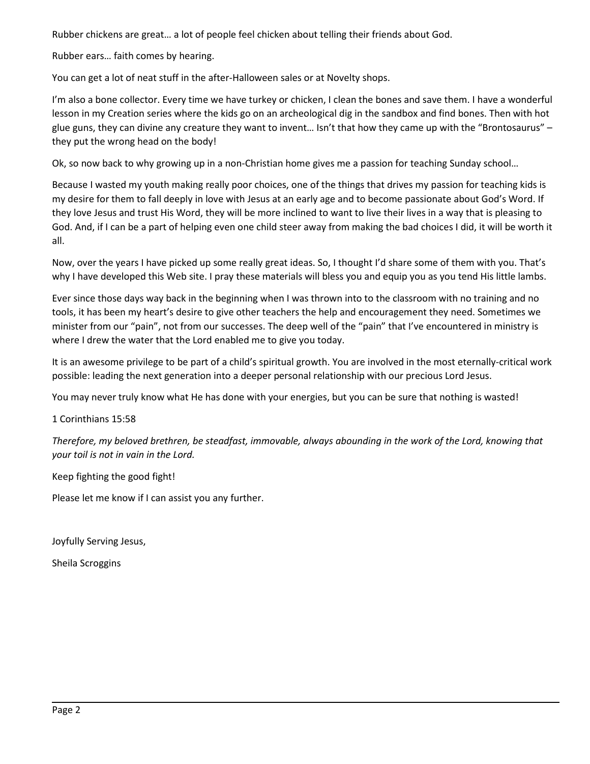Rubber chickens are great… a lot of people feel chicken about telling their friends about God.

Rubber ears… faith comes by hearing.

You can get a lot of neat stuff in the after-Halloween sales or at Novelty shops.

I'm also a bone collector. Every time we have turkey or chicken, I clean the bones and save them. I have a wonderful lesson in my Creation series where the kids go on an archeological dig in the sandbox and find bones. Then with hot glue guns, they can divine any creature they want to invent… Isn't that how they came up with the "Brontosaurus" – they put the wrong head on the body!

Ok, so now back to why growing up in a non-Christian home gives me a passion for teaching Sunday school…

Because I wasted my youth making really poor choices, one of the things that drives my passion for teaching kids is my desire for them to fall deeply in love with Jesus at an early age and to become passionate about God's Word. If they love Jesus and trust His Word, they will be more inclined to want to live their lives in a way that is pleasing to God. And, if I can be a part of helping even one child steer away from making the bad choices I did, it will be worth it all.

Now, over the years I have picked up some really great ideas. So, I thought I'd share some of them with you. That's why I have developed this Web site. I pray these materials will bless you and equip you as you tend His little lambs.

Ever since those days way back in the beginning when I was thrown into to the classroom with no training and no tools, it has been my heart's desire to give other teachers the help and encouragement they need. Sometimes we minister from our "pain", not from our successes. The deep well of the "pain" that I've encountered in ministry is where I drew the water that the Lord enabled me to give you today.

It is an awesome privilege to be part of a child's spiritual growth. You are involved in the most eternally-critical work possible: leading the next generation into a deeper personal relationship with our precious Lord Jesus.

You may never truly know what He has done with your energies, but you can be sure that nothing is wasted!

1 Corinthians 15:58

*Therefore, my beloved brethren, be steadfast, immovable, always abounding in the work of the Lord, knowing that your toil is not in vain in the Lord.*

Keep fighting the good fight!

Please let me know if I can assist you any further.

Joyfully Serving Jesus,

Sheila Scroggins